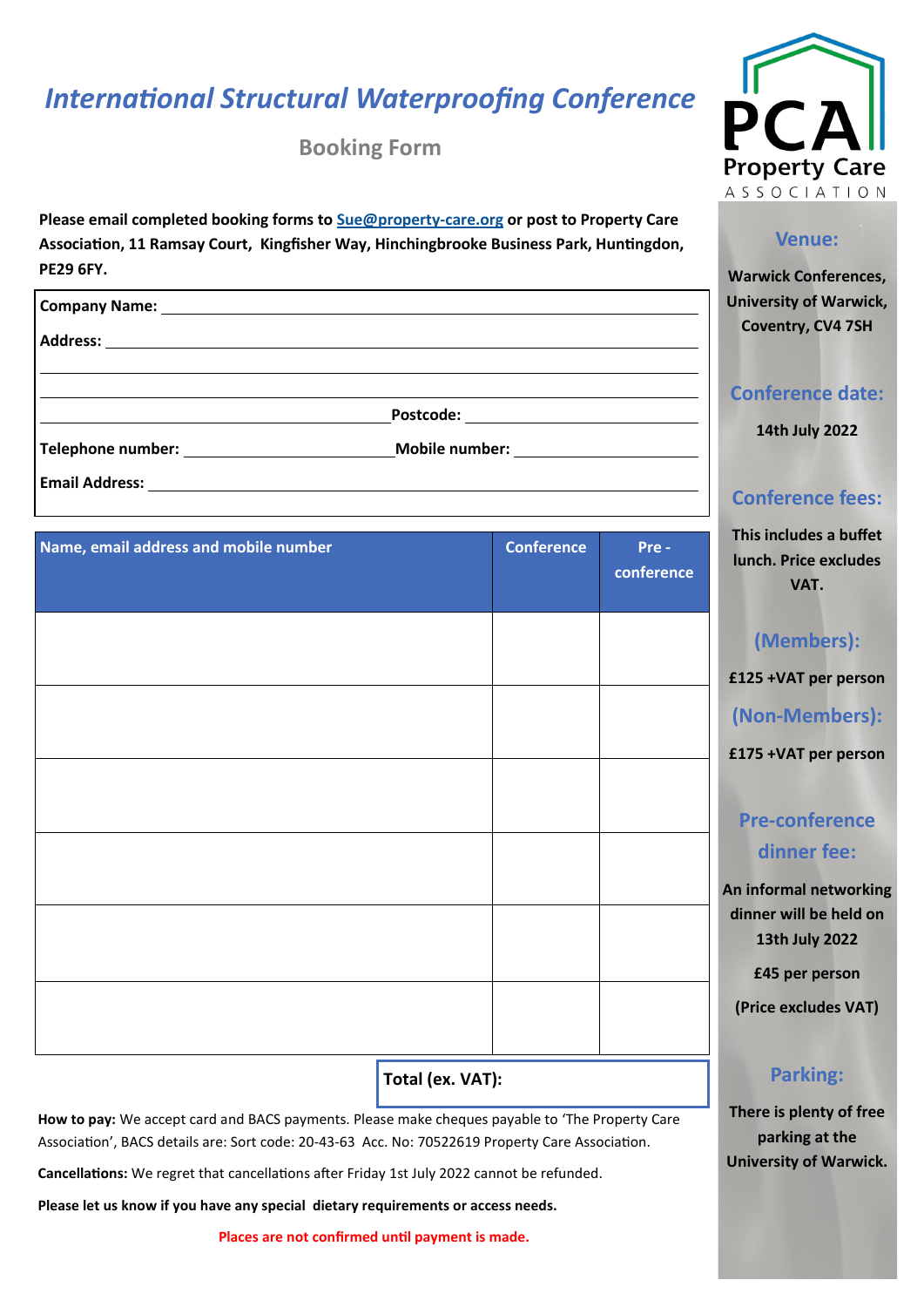# International Structural Waterproofing Conference

## Booking Form

**Please email completed booking forms to Sue@property-care.org or post to Property Care Association, 11 Ramsay Court, Kingfisher Way, Hinchingbrooke Business Park, Huntingdon, PE29 6FY.**

**Company Name:** ______________________________

**Address:** ______________________________

______________________________

______________________________ **Postcode:** ______________

**Telephone number:** ______________ **Mobile number:** ______________

**Email Address:** ______________________________

| Name, email address and mobile number | Conference | Pre - conference |
|---|---|---|
| | | |
| | | |
| | | |
| | | |
| | | |
| | | |

**Total (ex. VAT):**

**How to pay:** We accept card and BACS payments. Please make cheques payable to 'The Property Care Association', BACS details are: Sort code: 20-43-63 Acc. No: 70522619 Property Care Association.

**Cancellations:** We regret that cancellations after Friday 1st July 2022 cannot be refunded.

**Please let us know if you have any special dietary requirements or access needs.**

**Places are not confirmed until payment is made.**

PCA Property Care ASSOCIATION

### Venue:

**Warwick Conferences, University of Warwick, Coventry, CV4 7SH**

### Conference date:

**14th July 2022**

### Conference fees:

**This includes a buffet lunch. Price excludes VAT.**

### (Members):

**£125 +VAT per person**

### (Non-Members):

**£175 +VAT per person**

### Pre-conference dinner fee:

**An informal networking dinner will be held on 13th July 2022**

**£45 per person**

**(Price excludes VAT)**

### Parking:

**There is plenty of free parking at the University of Warwick.**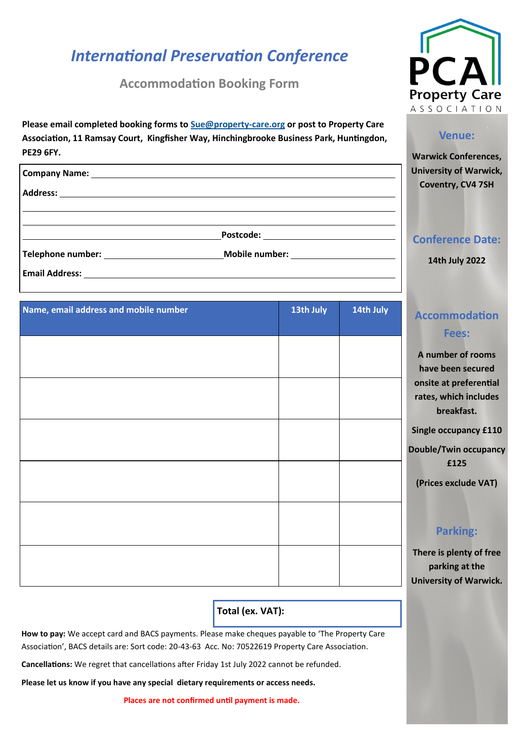# International Preservation Conference

## Accommodation Booking Form

**Please email completed booking forms to [Sue@property-care.org](mailto:Sue@property-care.org) or post to Property Care Association, 11 Ramsay Court, Kingfisher Way, Hinchingbrooke Business Park, Huntingdon, PE29 6FY.**

**Company Name:** ______________________________

**Address:** ______________________________

______________________________

______________________________ **Postcode:** ______________

**Telephone number:** ______________ **Mobile number:** ______________

**Email Address:** ______________________________

| Name, email address and mobile number | 13th July | 14th July |
|---|---|---|
| | | |
| | | |
| | | |
| | | |
| | | |
| | | |

**Total (ex. VAT):**

**How to pay:** We accept card and BACS payments. Please make cheques payable to 'The Property Care Association', BACS details are: Sort code: 20-43-63 Acc. No: 70522619 Property Care Association.

**Cancellations:** We regret that cancellations after Friday 1st July 2022 cannot be refunded.

**Please let us know if you have any special dietary requirements or access needs.**

**Places are not confirmed until payment is made.**

PCA Property Care Association

### Venue:

**Warwick Conferences, University of Warwick, Coventry, CV4 7SH**

### Conference Date:

**14th July 2022**

### Accommodation Fees:

**A number of rooms have been secured onsite at preferential rates, which includes breakfast.**

**Single occupancy £110**

**Double/Twin occupancy £125**

**(Prices exclude VAT)**

### Parking:

**There is plenty of free parking at the University of Warwick.**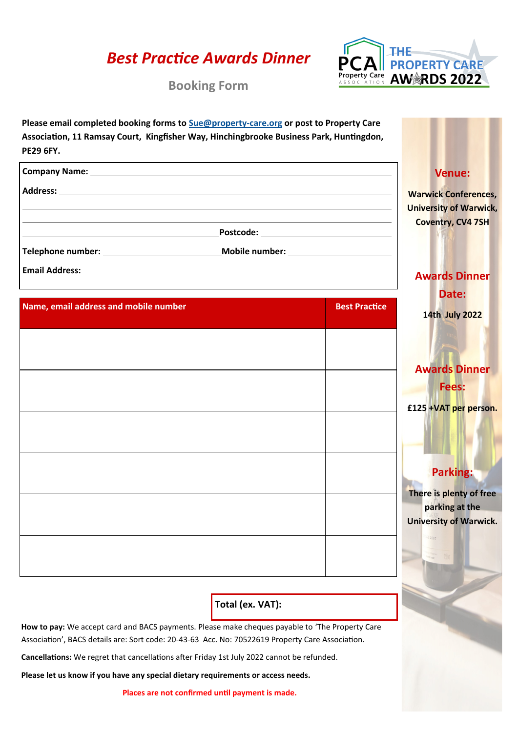# *Best Practice Awards Dinner*

## Booking Form

THE PROPERTY CARE AWARDS 2022

**Please email completed booking forms to [Sue@property-care.org](mailto:Sue@property-care.org) or post to Property Care Association, 11 Ramsay Court, Kingfisher Way, Hinchingbrooke Business Park, Huntingdon, PE29 6FY.**

**Company Name:** ____________________

**Address:** ____________________

____________________

____________________ **Postcode:** ____________________

**Telephone number:** ____________________ **Mobile number:** ____________________

**Email Address:** ____________________

| Name, email address and mobile number | Best Practice |
|---|---|
| | |
| | |
| | |
| | |
| | |
| | |

**Total (ex. VAT):**

**How to pay:** We accept card and BACS payments. Please make cheques payable to 'The Property Care Association', BACS details are: Sort code: 20-43-63 Acc. No: 70522619 Property Care Association.

**Cancellations:** We regret that cancellations after Friday 1st July 2022 cannot be refunded.

**Please let us know if you have any special dietary requirements or access needs.**

**Places are not confirmed until payment is made.**

### Venue:

**Warwick Conferences, University of Warwick, Coventry, CV4 7SH**

### Awards Dinner Date:

**14th July 2022**

### Awards Dinner Fees:

**£125 +VAT per person.**

### Parking:

**There is plenty of free parking at the University of Warwick.**